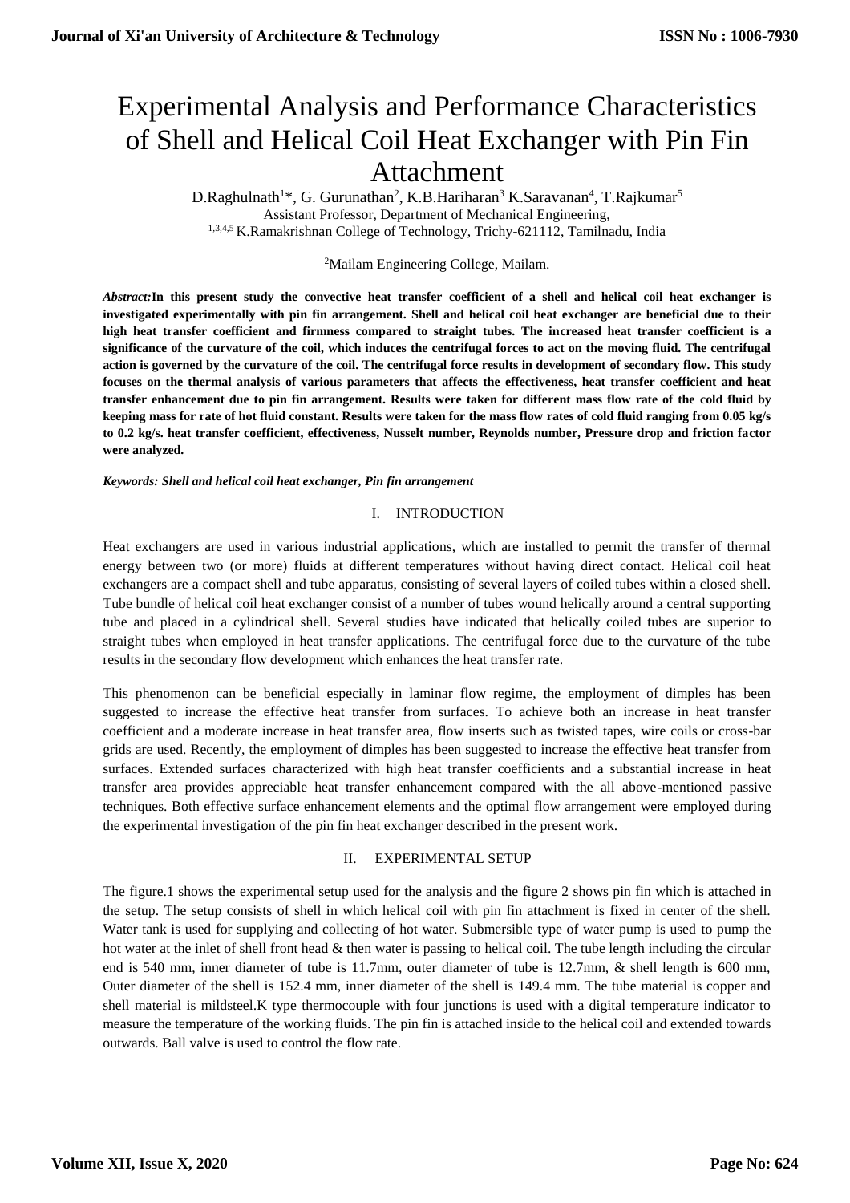# Experimental Analysis and Performance Characteristics of Shell and Helical Coil Heat Exchanger with Pin Fin Attachment

D.Raghulnath[1]*, G. Gurunathan[2], K.B.Hariharan[3] K.Saravanan[4], T.Rajkumar[5]

Assistant Professor, Department of Mechanical Engineering,

[1,3,4,5] K.Ramakrishnan College of Technology, Trichy-621112, Tamilnadu, India

[2]Mailam Engineering College, Mailam.

***Abstract:*** **In this present study the convective heat transfer coefficient of a shell and helical coil heat exchanger is investigated experimentally with pin fin arrangement. Shell and helical coil heat exchanger are beneficial due to their high heat transfer coefficient and firmness compared to straight tubes. The increased heat transfer coefficient is a significance of the curvature of the coil, which induces the centrifugal forces to act on the moving fluid. The centrifugal action is governed by the curvature of the coil. The centrifugal force results in development of secondary flow. This study focuses on the thermal analysis of various parameters that affects the effectiveness, heat transfer coefficient and heat transfer enhancement due to pin fin arrangement. Results were taken for different mass flow rate of the cold fluid by keeping mass for rate of hot fluid constant. Results were taken for the mass flow rates of cold fluid ranging from 0.05 kg/s to 0.2 kg/s. heat transfer coefficient, effectiveness, Nusselt number, Reynolds number, Pressure drop and friction factor were analyzed.**

***Keywords: Shell and helical coil heat exchanger, Pin fin arrangement***

## I. INTRODUCTION

Heat exchangers are used in various industrial applications, which are installed to permit the transfer of thermal energy between two (or more) fluids at different temperatures without having direct contact. Helical coil heat exchangers are a compact shell and tube apparatus, consisting of several layers of coiled tubes within a closed shell. Tube bundle of helical coil heat exchanger consist of a number of tubes wound helically around a central supporting tube and placed in a cylindrical shell. Several studies have indicated that helically coiled tubes are superior to straight tubes when employed in heat transfer applications. The centrifugal force due to the curvature of the tube results in the secondary flow development which enhances the heat transfer rate.

This phenomenon can be beneficial especially in laminar flow regime, the employment of dimples has been suggested to increase the effective heat transfer from surfaces. To achieve both an increase in heat transfer coefficient and a moderate increase in heat transfer area, flow inserts such as twisted tapes, wire coils or cross-bar grids are used. Recently, the employment of dimples has been suggested to increase the effective heat transfer from surfaces. Extended surfaces characterized with high heat transfer coefficients and a substantial increase in heat transfer area provides appreciable heat transfer enhancement compared with the all above-mentioned passive techniques. Both effective surface enhancement elements and the optimal flow arrangement were employed during the experimental investigation of the pin fin heat exchanger described in the present work.

## II. EXPERIMENTAL SETUP

The figure.1 shows the experimental setup used for the analysis and the figure 2 shows pin fin which is attached in the setup. The setup consists of shell in which helical coil with pin fin attachment is fixed in center of the shell. Water tank is used for supplying and collecting of hot water. Submersible type of water pump is used to pump the hot water at the inlet of shell front head & then water is passing to helical coil. The tube length including the circular end is 540 mm, inner diameter of tube is 11.7mm, outer diameter of tube is 12.7mm, & shell length is 600 mm, Outer diameter of the shell is 152.4 mm, inner diameter of the shell is 149.4 mm. The tube material is copper and shell material is mildsteel.K type thermocouple with four junctions is used with a digital temperature indicator to measure the temperature of the working fluids. The pin fin is attached inside to the helical coil and extended towards outwards. Ball valve is used to control the flow rate.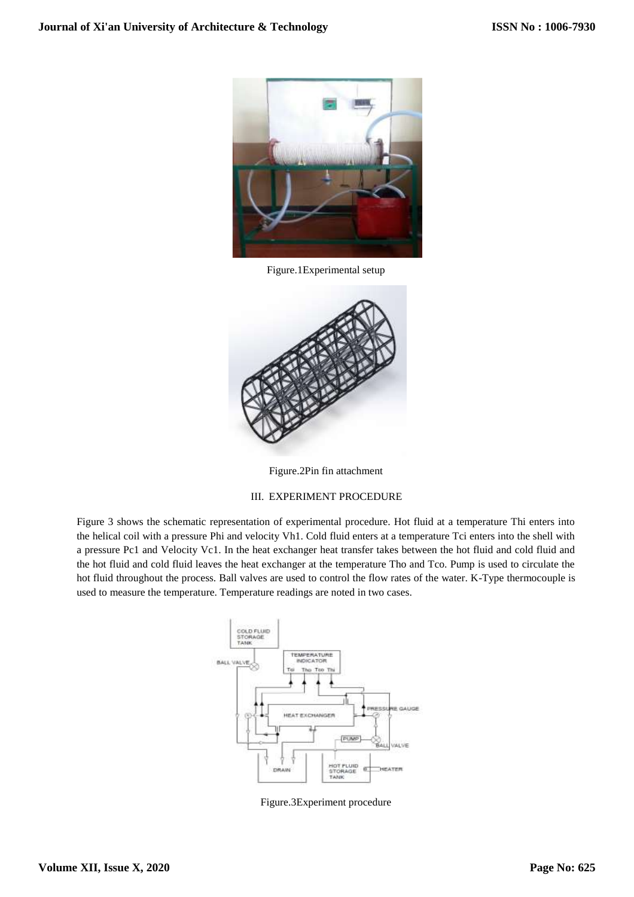Figure.1Experimental setup

Figure.2Pin fin attachment

## III. EXPERIMENT PROCEDURE

Figure 3 shows the schematic representation of experimental procedure. Hot fluid at a temperature Thi enters into the helical coil with a pressure Phi and velocity Vh1. Cold fluid enters at a temperature Tci enters into the shell with a pressure Pc1 and Velocity Vc1. In the heat exchanger heat transfer takes between the hot fluid and cold fluid and the hot fluid and cold fluid leaves the heat exchanger at the temperature Tho and Tco. Pump is used to circulate the hot fluid throughout the process. Ball valves are used to control the flow rates of the water. K-Type thermocouple is used to measure the temperature. Temperature readings are noted in two cases.

Figure.3Experiment procedure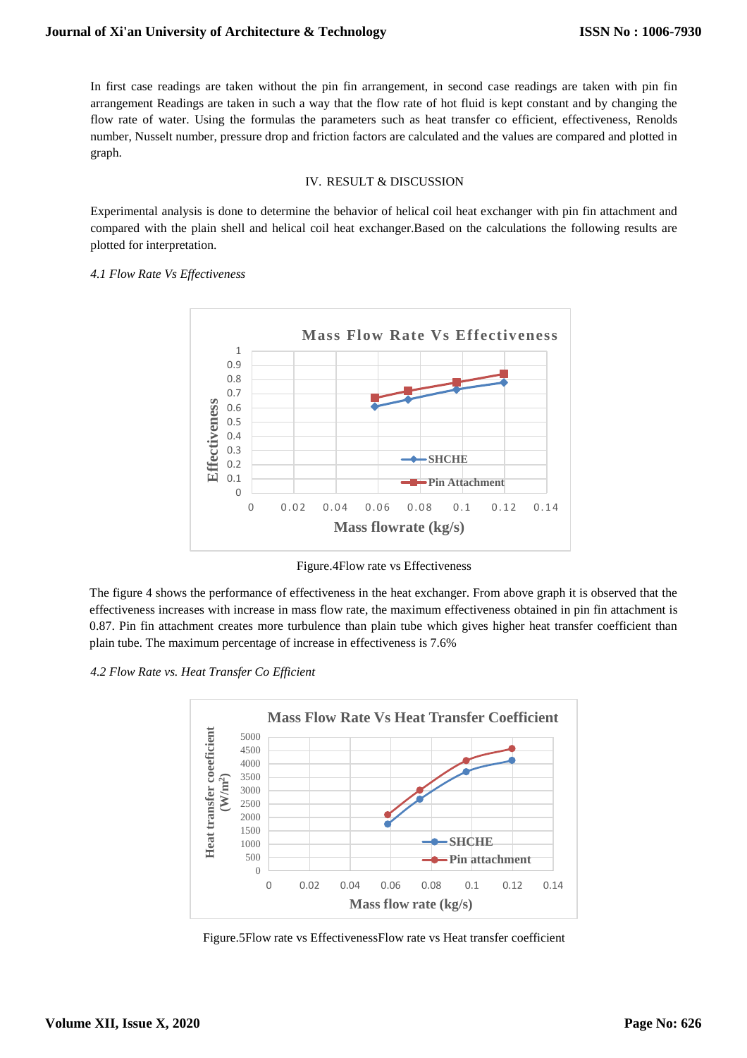In first case readings are taken without the pin fin arrangement, in second case readings are taken with pin fin arrangement Readings are taken in such a way that the flow rate of hot fluid is kept constant and by changing the flow rate of water. Using the formulas the parameters such as heat transfer co efficient, effectiveness, Renolds number, Nusselt number, pressure drop and friction factors are calculated and the values are compared and plotted in graph.

## IV. RESULT & DISCUSSION

Experimental analysis is done to determine the behavior of helical coil heat exchanger with pin fin attachment and compared with the plain shell and helical coil heat exchanger.Based on the calculations the following results are plotted for interpretation.

### *4.1 Flow Rate Vs Effectiveness*

Figure.4Flow rate vs Effectiveness

The figure 4 shows the performance of effectiveness in the heat exchanger. From above graph it is observed that the effectiveness increases with increase in mass flow rate, the maximum effectiveness obtained in pin fin attachment is 0.87. Pin fin attachment creates more turbulence than plain tube which gives higher heat transfer coefficient than plain tube. The maximum percentage of increase in effectiveness is 7.6%

### *4.2 Flow Rate vs. Heat Transfer Co Efficient*

Figure.5Flow rate vs EffectivenessFlow rate vs Heat transfer coefficient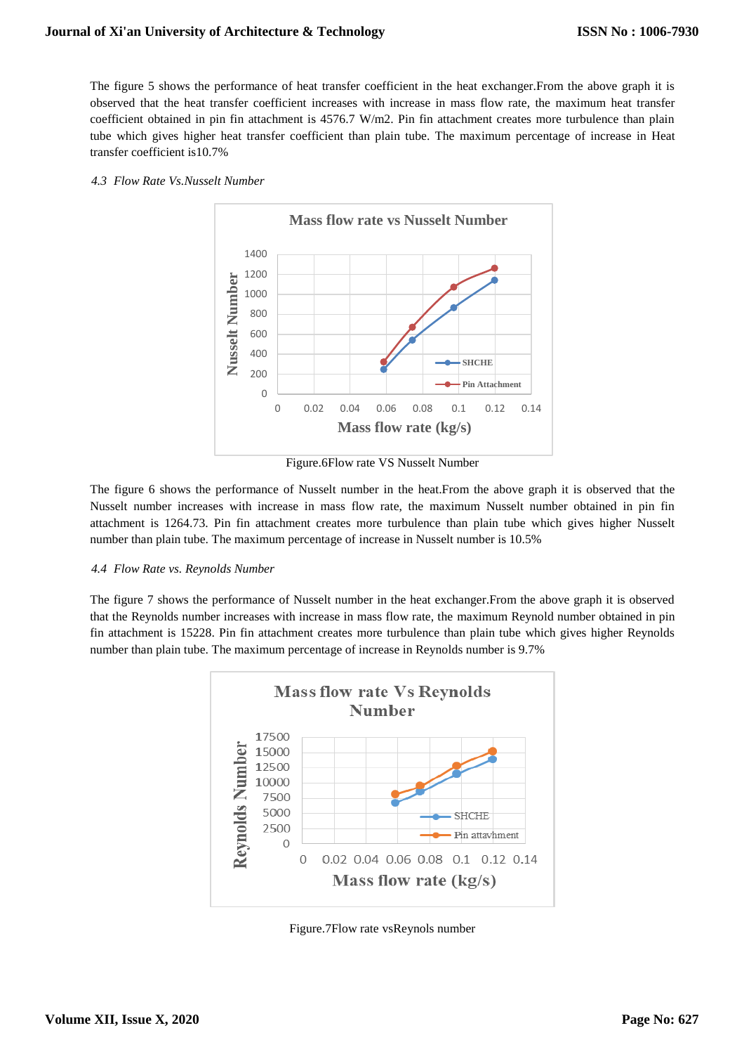The figure 5 shows the performance of heat transfer coefficient in the heat exchanger.From the above graph it is observed that the heat transfer coefficient increases with increase in mass flow rate, the maximum heat transfer coefficient obtained in pin fin attachment is 4576.7 W/m2. Pin fin attachment creates more turbulence than plain tube which gives higher heat transfer coefficient than plain tube. The maximum percentage of increase in Heat transfer coefficient is10.7%

### *4.3 Flow Rate Vs.Nusselt Number*

Figure.6Flow rate VS Nusselt Number

The figure 6 shows the performance of Nusselt number in the heat.From the above graph it is observed that the Nusselt number increases with increase in mass flow rate, the maximum Nusselt number obtained in pin fin attachment is 1264.73. Pin fin attachment creates more turbulence than plain tube which gives higher Nusselt number than plain tube. The maximum percentage of increase in Nusselt number is 10.5%

### *4.4 Flow Rate vs. Reynolds Number*

The figure 7 shows the performance of Nusselt number in the heat exchanger.From the above graph it is observed that the Reynolds number increases with increase in mass flow rate, the maximum Reynold number obtained in pin fin attachment is 15228. Pin fin attachment creates more turbulence than plain tube which gives higher Reynolds number than plain tube. The maximum percentage of increase in Reynolds number is 9.7%

Figure.7Flow rate vsReynols number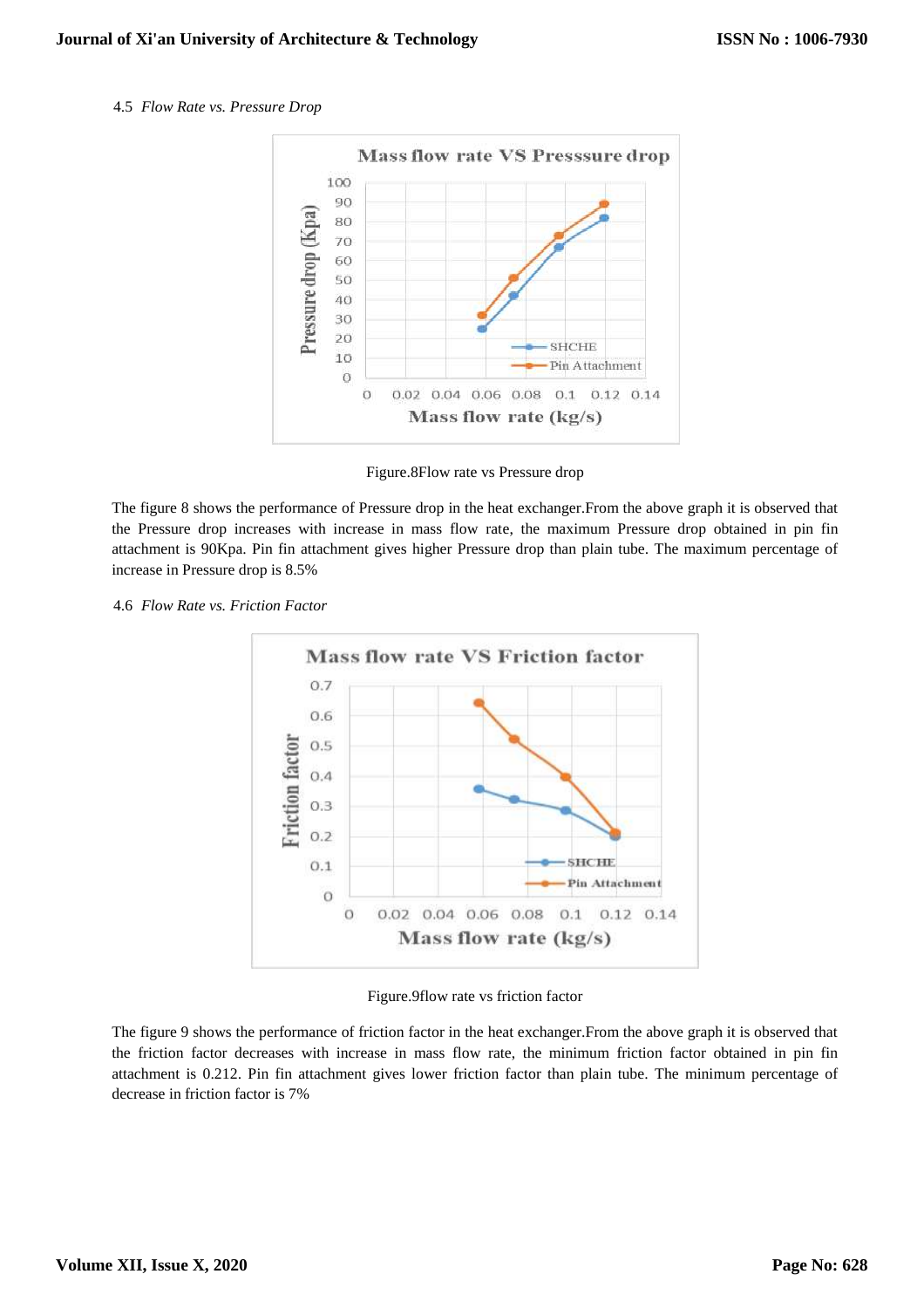4.5 *Flow Rate vs. Pressure Drop*

Figure.8Flow rate vs Pressure drop

The figure 8 shows the performance of Pressure drop in the heat exchanger.From the above graph it is observed that the Pressure drop increases with increase in mass flow rate, the maximum Pressure drop obtained in pin fin attachment is 90Kpa. Pin fin attachment gives higher Pressure drop than plain tube. The maximum percentage of increase in Pressure drop is 8.5%

4.6 *Flow Rate vs. Friction Factor*

Figure.9flow rate vs friction factor

The figure 9 shows the performance of friction factor in the heat exchanger.From the above graph it is observed that the friction factor decreases with increase in mass flow rate, the minimum friction factor obtained in pin fin attachment is 0.212. Pin fin attachment gives lower friction factor than plain tube. The minimum percentage of decrease in friction factor is 7%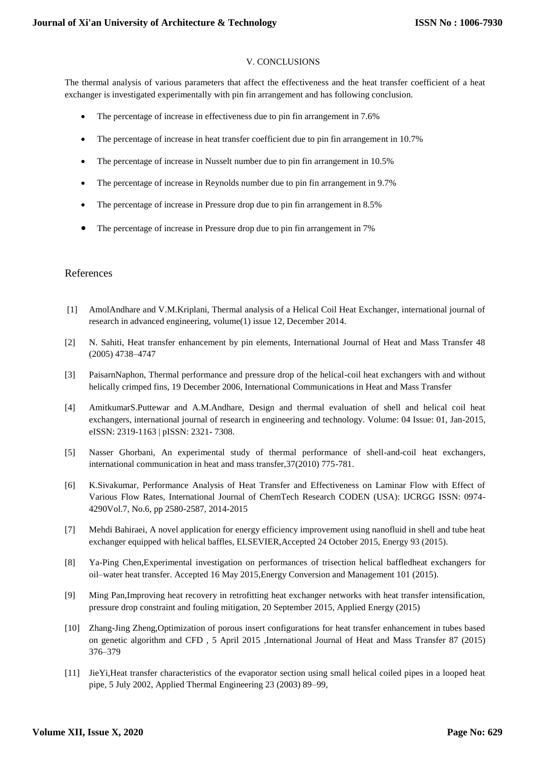## V. CONCLUSIONS

The thermal analysis of various parameters that affect the effectiveness and the heat transfer coefficient of a heat exchanger is investigated experimentally with pin fin arrangement and has following conclusion.

- The percentage of increase in effectiveness due to pin fin arrangement in 7.6%
- The percentage of increase in heat transfer coefficient due to pin fin arrangement in 10.7%
- The percentage of increase in Nusselt number due to pin fin arrangement in 10.5%
- The percentage of increase in Reynolds number due to pin fin arrangement in 9.7%
- The percentage of increase in Pressure drop due to pin fin arrangement in 8.5%
- The percentage of increase in Pressure drop due to pin fin arrangement in 7%

## References

[1] AmolAndhare and V.M.Kriplani, Thermal analysis of a Helical Coil Heat Exchanger, international journal of research in advanced engineering, volume(1) issue 12, December 2014.

[2] N. Sahiti, Heat transfer enhancement by pin elements, International Journal of Heat and Mass Transfer 48 (2005) 4738–4747

[3] PaisarnNaphon, Thermal performance and pressure drop of the helical-coil heat exchangers with and without helically crimped fins, 19 December 2006, International Communications in Heat and Mass Transfer

[4] AmitkumarS.Puttewar and A.M.Andhare, Design and thermal evaluation of shell and helical coil heat exchangers, international journal of research in engineering and technology. Volume: 04 Issue: 01, Jan-2015, eISSN: 2319-1163 | pISSN: 2321- 7308.

[5] Nasser Ghorbani, An experimental study of thermal performance of shell-and-coil heat exchangers, international communication in heat and mass transfer,37(2010) 775-781.

[6] K.Sivakumar, Performance Analysis of Heat Transfer and Effectiveness on Laminar Flow with Effect of Various Flow Rates, International Journal of ChemTech Research CODEN (USA): IJCRGG ISSN: 0974-4290Vol.7, No.6, pp 2580-2587, 2014-2015

[7] Mehdi Bahiraei, A novel application for energy efficiency improvement using nanofluid in shell and tube heat exchanger equipped with helical baffles, ELSEVIER,Accepted 24 October 2015, Energy 93 (2015).

[8] Ya-Ping Chen,Experimental investigation on performances of trisection helical baffledheat exchangers for oil–water heat transfer. Accepted 16 May 2015,Energy Conversion and Management 101 (2015).

[9] Ming Pan,Improving heat recovery in retrofitting heat exchanger networks with heat transfer intensification, pressure drop constraint and fouling mitigation, 20 September 2015, Applied Energy (2015)

[10] Zhang-Jing Zheng,Optimization of porous insert configurations for heat transfer enhancement in tubes based on genetic algorithm and CFD , 5 April 2015 ,International Journal of Heat and Mass Transfer 87 (2015) 376–379

[11] JieYi,Heat transfer characteristics of the evaporator section using small helical coiled pipes in a looped heat pipe, 5 July 2002, Applied Thermal Engineering 23 (2003) 89–99,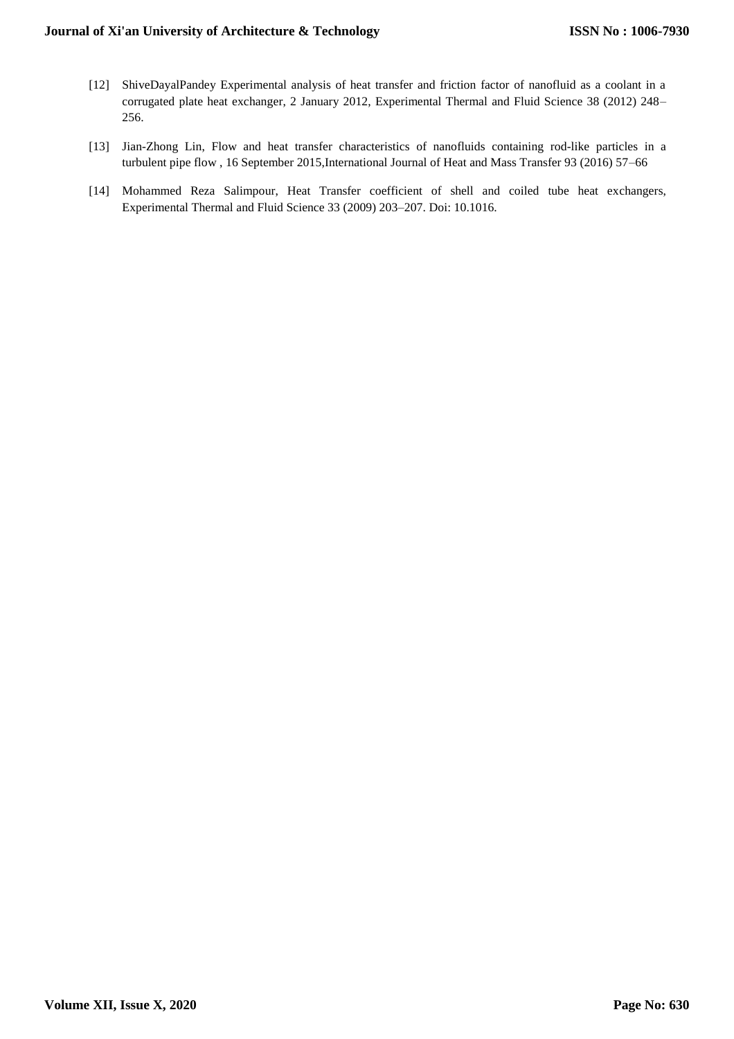[12] ShiveDayalPandey Experimental analysis of heat transfer and friction factor of nanofluid as a coolant in a corrugated plate heat exchanger, 2 January 2012, Experimental Thermal and Fluid Science 38 (2012) 248–256.

[13] Jian-Zhong Lin, Flow and heat transfer characteristics of nanofluids containing rod-like particles in a turbulent pipe flow , 16 September 2015,International Journal of Heat and Mass Transfer 93 (2016) 57–66

[14] Mohammed Reza Salimpour, Heat Transfer coefficient of shell and coiled tube heat exchangers, Experimental Thermal and Fluid Science 33 (2009) 203–207. Doi: 10.1016.